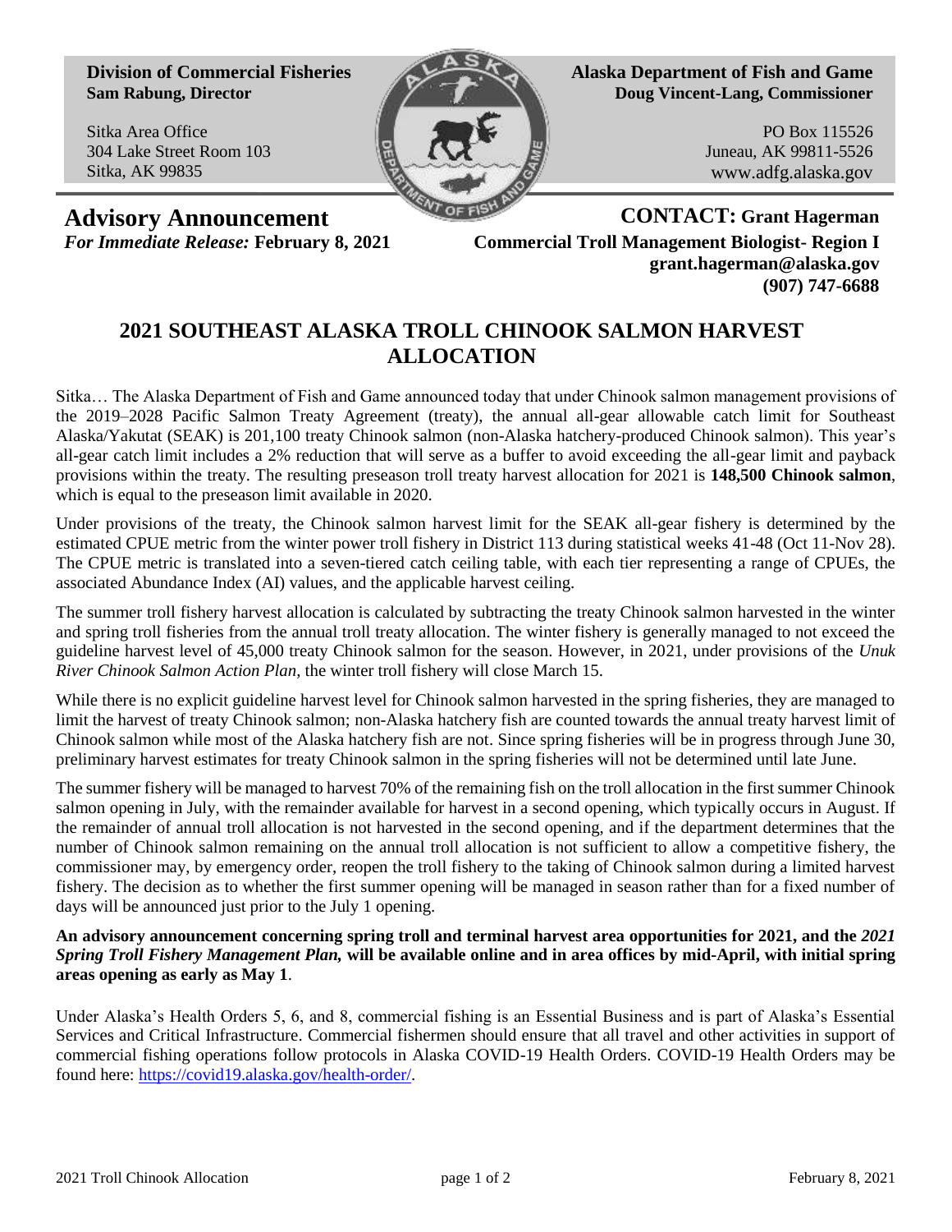**Division of Commercial Fisheries**
**Sam Rabung, Director**

Sitka Area Office
304 Lake Street Room 103
Sitka, AK 99835

**Alaska Department of Fish and Game**
**Doug Vincent-Lang, Commissioner**

PO Box 115526
Juneau, AK 99811-5526
www.adfg.alaska.gov

**Advisory Announcement**
*For Immediate Release:* **February 8, 2021**

**CONTACT: Grant Hagerman**
**Commercial Troll Management Biologist- Region I**
**grant.hagerman@alaska.gov**
**(907) 747-6688**

# 2021 SOUTHEAST ALASKA TROLL CHINOOK SALMON HARVEST ALLOCATION

Sitka… The Alaska Department of Fish and Game announced today that under Chinook salmon management provisions of the 2019–2028 Pacific Salmon Treaty Agreement (treaty), the annual all-gear allowable catch limit for Southeast Alaska/Yakutat (SEAK) is 201,100 treaty Chinook salmon (non-Alaska hatchery-produced Chinook salmon). This year's all-gear catch limit includes a 2% reduction that will serve as a buffer to avoid exceeding the all-gear limit and payback provisions within the treaty. The resulting preseason troll treaty harvest allocation for 2021 is **148,500 Chinook salmon**, which is equal to the preseason limit available in 2020.

Under provisions of the treaty, the Chinook salmon harvest limit for the SEAK all-gear fishery is determined by the estimated CPUE metric from the winter power troll fishery in District 113 during statistical weeks 41-48 (Oct 11-Nov 28). The CPUE metric is translated into a seven-tiered catch ceiling table, with each tier representing a range of CPUEs, the associated Abundance Index (AI) values, and the applicable harvest ceiling.

The summer troll fishery harvest allocation is calculated by subtracting the treaty Chinook salmon harvested in the winter and spring troll fisheries from the annual troll treaty allocation. The winter fishery is generally managed to not exceed the guideline harvest level of 45,000 treaty Chinook salmon for the season. However, in 2021, under provisions of the *Unuk River Chinook Salmon Action Plan*, the winter troll fishery will close March 15.

While there is no explicit guideline harvest level for Chinook salmon harvested in the spring fisheries, they are managed to limit the harvest of treaty Chinook salmon; non-Alaska hatchery fish are counted towards the annual treaty harvest limit of Chinook salmon while most of the Alaska hatchery fish are not. Since spring fisheries will be in progress through June 30, preliminary harvest estimates for treaty Chinook salmon in the spring fisheries will not be determined until late June.

The summer fishery will be managed to harvest 70% of the remaining fish on the troll allocation in the first summer Chinook salmon opening in July, with the remainder available for harvest in a second opening, which typically occurs in August. If the remainder of annual troll allocation is not harvested in the second opening, and if the department determines that the number of Chinook salmon remaining on the annual troll allocation is not sufficient to allow a competitive fishery, the commissioner may, by emergency order, reopen the troll fishery to the taking of Chinook salmon during a limited harvest fishery. The decision as to whether the first summer opening will be managed in season rather than for a fixed number of days will be announced just prior to the July 1 opening.

**An advisory announcement concerning spring troll and terminal harvest area opportunities for 2021, and the *2021 Spring Troll Fishery Management Plan,* will be available online and in area offices by mid-April, with initial spring areas opening as early as May 1**.

Under Alaska's Health Orders 5, 6, and 8, commercial fishing is an Essential Business and is part of Alaska's Essential Services and Critical Infrastructure. Commercial fishermen should ensure that all travel and other activities in support of commercial fishing operations follow protocols in Alaska COVID-19 Health Orders. COVID-19 Health Orders may be found here: [https://covid19.alaska.gov/health-order/](https://covid19.alaska.gov/health-order/).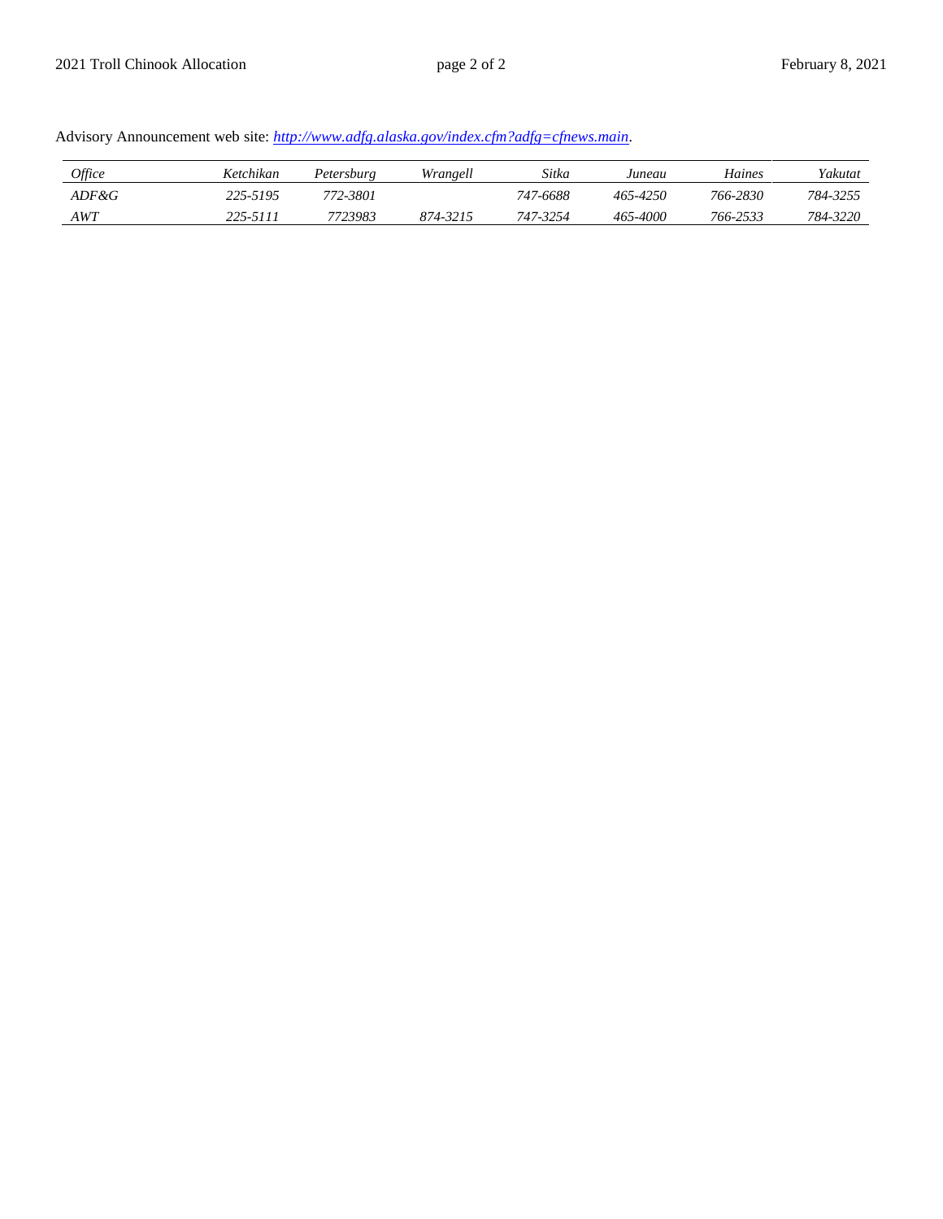Advisory Announcement web site: [*http://www.adfg.alaska.gov/index.cfm?adfg=cfnews.main*](http://www.adfg.alaska.gov/index.cfm?adfg=cfnews.main).

| *Office* | *Ketchikan* | *Petersburg* | *Wrangell* | *Sitka* | *Juneau* | *Haines* | *Yakutat* |
|---|---|---|---|---|---|---|---|
| *ADF&G* | *225-5195* | *772-3801* | | *747-6688* | *465-4250* | *766-2830* | *784-3255* |
| *AWT* | *225-5111* | *7723983* | *874-3215* | *747-3254* | *465-4000* | *766-2533* | *784-3220* |